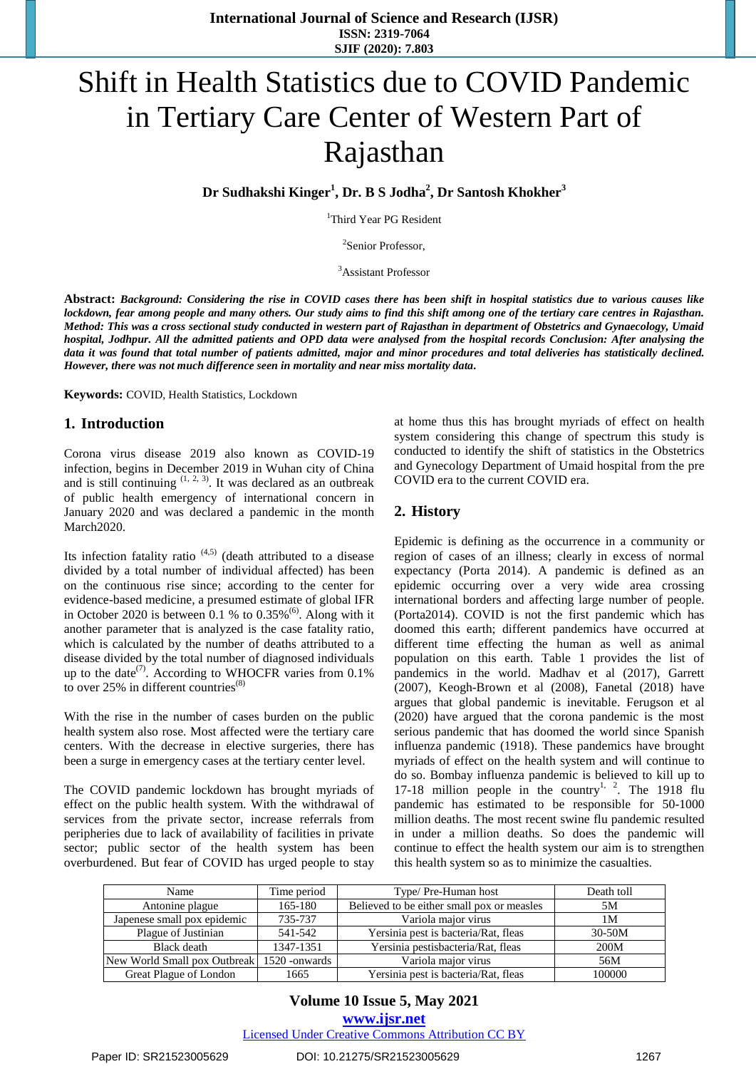# Shift in Health Statistics due to COVID Pandemic in Tertiary Care Center of Western Part of Rajasthan

**Dr Sudhakshi Kinger[1], Dr. B S Jodha[2], Dr Santosh Khokher[3]**

[1]Third Year PG Resident

[2]Senior Professor,

[3]Assistant Professor

**Abstract:** ***Background: Considering the rise in COVID cases there has been shift in hospital statistics due to various causes like lockdown, fear among people and many others. Our study aims to find this shift among one of the tertiary care centres in Rajasthan. Method: This was a cross sectional study conducted in western part of Rajasthan in department of Obstetrics and Gynaecology, Umaid hospital, Jodhpur. All the admitted patients and OPD data were analysed from the hospital records Conclusion: After analysing the data it was found that total number of patients admitted, major and minor procedures and total deliveries has statistically declined. However, there was not much difference seen in mortality and near miss mortality data.***

**Keywords:** COVID, Health Statistics, Lockdown

## 1. Introduction

Corona virus disease 2019 also known as COVID-19 infection, begins in December 2019 in Wuhan city of China and is still continuing [1, 2, 3]. It was declared as an outbreak of public health emergency of international concern in January 2020 and was declared a pandemic in the month March2020.

Its infection fatality ratio [4,5] (death attributed to a disease divided by a total number of individual affected) has been on the continuous rise since; according to the center for evidence-based medicine, a presumed estimate of global IFR in October 2020 is between 0.1 % to 0.35%[6]. Along with it another parameter that is analyzed is the case fatality ratio, which is calculated by the number of deaths attributed to a disease divided by the total number of diagnosed individuals up to the date[7]. According to WHOCFR varies from 0.1% to over 25% in different countries[8]

With the rise in the number of cases burden on the public health system also rose. Most affected were the tertiary care centers. With the decrease in elective surgeries, there has been a surge in emergency cases at the tertiary center level.

The COVID pandemic lockdown has brought myriads of effect on the public health system. With the withdrawal of services from the private sector, increase referrals from peripheries due to lack of availability of facilities in private sector; public sector of the health system has been overburdened. But fear of COVID has urged people to stay at home thus this has brought myriads of effect on health system considering this change of spectrum this study is conducted to identify the shift of statistics in the Obstetrics and Gynecology Department of Umaid hospital from the pre COVID era to the current COVID era.

## 2. History

Epidemic is defining as the occurrence in a community or region of cases of an illness; clearly in excess of normal expectancy (Porta 2014). A pandemic is defined as an epidemic occurring over a very wide area crossing international borders and affecting large number of people. (Porta2014). COVID is not the first pandemic which has doomed this earth; different pandemics have occurred at different time effecting the human as well as animal population on this earth. Table 1 provides the list of pandemics in the world. Madhav et al (2017), Garrett (2007), Keogh-Brown et al (2008), Fanetal (2018) have argues that global pandemic is inevitable. Ferugson et al (2020) have argued that the corona pandemic is the most serious pandemic that has doomed the world since Spanish influenza pandemic (1918). These pandemics have brought myriads of effect on the health system and will continue to do so. Bombay influenza pandemic is believed to kill up to 17-18 million people in the country[1, 2]. The 1918 flu pandemic has estimated to be responsible for 50-1000 million deaths. The most recent swine flu pandemic resulted in under a million deaths. So does the pandemic will continue to effect the health system our aim is to strengthen this health system so as to minimize the casualties.

| Name | Time period | Type/ Pre-Human host | Death toll |
|---|---|---|---|
| Antonine plague | 165-180 | Believed to be either small pox or measles | 5M |
| Japenese small pox epidemic | 735-737 | Variola major virus | 1M |
| Plague of Justinian | 541-542 | Yersinia pest is bacteria/Rat, fleas | 30-50M |
| Black death | 1347-1351 | Yersinia pestisbacteria/Rat, fleas | 200M |
| New World Small pox Outbreak | 1520 -onwards | Variola major virus | 56M |
| Great Plague of London | 1665 | Yersinia pest is bacteria/Rat, fleas | 100000 |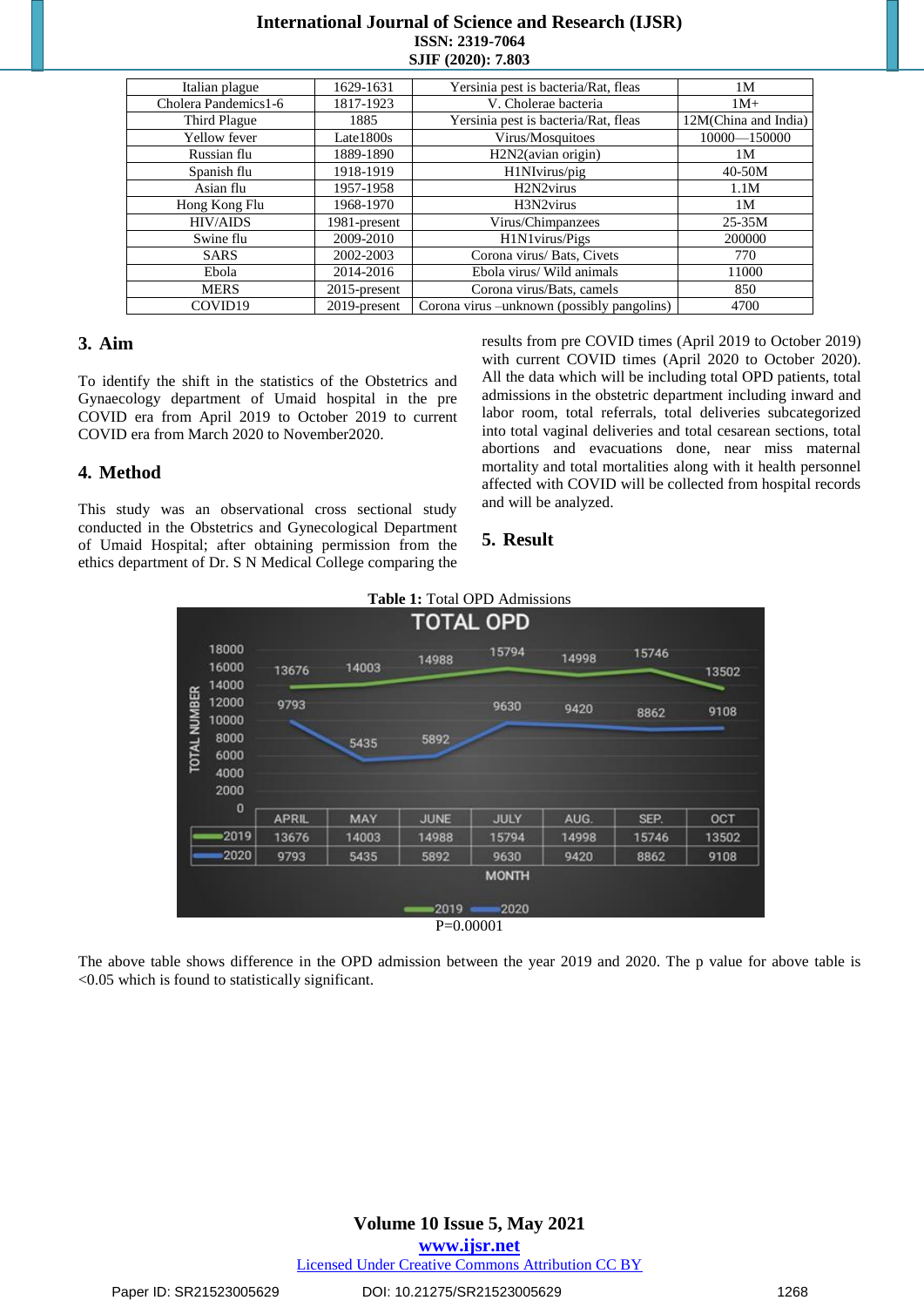| Italian plague | 1629-1631 | Yersinia pest is bacteria/Rat, fleas | 1M |
|---|---|---|---|
| Cholera Pandemics1-6 | 1817-1923 | V. Cholerae bacteria | 1M+ |
| Third Plague | 1885 | Yersinia pest is bacteria/Rat, fleas | 12M(China and India) |
| Yellow fever | Late1800s | Virus/Mosquitoes | 10000—150000 |
| Russian flu | 1889-1890 | H2N2(avian origin) | 1M |
| Spanish flu | 1918-1919 | H1NIvirus/pig | 40-50M |
| Asian flu | 1957-1958 | H2N2virus | 1.1M |
| Hong Kong Flu | 1968-1970 | H3N2virus | 1M |
| HIV/AIDS | 1981-present | Virus/Chimpanzees | 25-35M |
| Swine flu | 2009-2010 | H1N1virus/Pigs | 200000 |
| SARS | 2002-2003 | Corona virus/ Bats, Civets | 770 |
| Ebola | 2014-2016 | Ebola virus/ Wild animals | 11000 |
| MERS | 2015-present | Corona virus/Bats, camels | 850 |
| COVID19 | 2019-present | Corona virus –unknown (possibly pangolins) | 4700 |

## 3. Aim

To identify the shift in the statistics of the Obstetrics and Gynaecology department of Umaid hospital in the pre COVID era from April 2019 to October 2019 to current COVID era from March 2020 to November2020.

## 4. Method

This study was an observational cross sectional study conducted in the Obstetrics and Gynecological Department of Umaid Hospital; after obtaining permission from the ethics department of Dr. S N Medical College comparing the results from pre COVID times (April 2019 to October 2019) with current COVID times (April 2020 to October 2020). All the data which will be including total OPD patients, total admissions in the obstetric department including inward and labor room, total referrals, total deliveries subcategorized into total vaginal deliveries and total cesarean sections, total abortions and evacuations done, near miss maternal mortality and total mortalities along with it health personnel affected with COVID will be collected from hospital records and will be analyzed.

## 5. Result

**Table 1:** Total OPD Admissions

TOTAL OPD

| | APRIL | MAY | JUNE | JULY | AUG. | SEP. | OCT |
|---|---|---|---|---|---|---|---|
| 2019 | 13676 | 14003 | 14988 | 15794 | 14998 | 15746 | 13502 |
| 2020 | 9793 | 5435 | 5892 | 9630 | 9420 | 8862 | 9108 |

P=0.00001

The above table shows difference in the OPD admission between the year 2019 and 2020. The p value for above table is <0.05 which is found to statistically significant.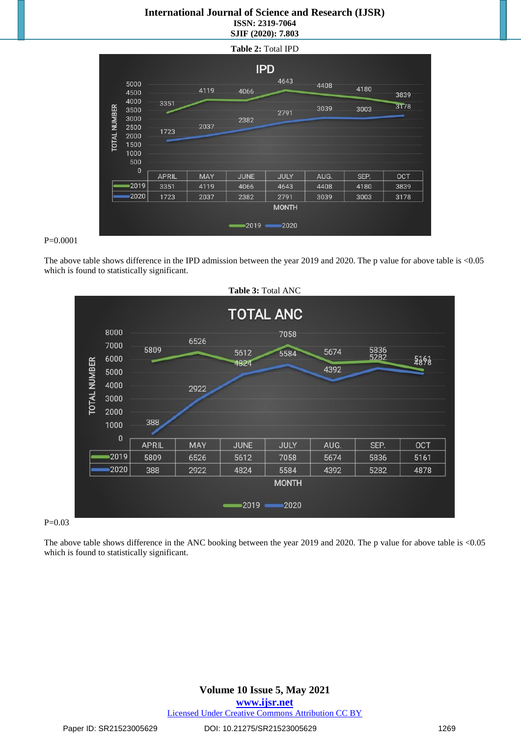**Table 2:** Total IPD

| MONTH | APRIL | MAY | JUNE | JULY | AUG. | SEP. | OCT |
|---|---|---|---|---|---|---|---|
| 2019 | 3351 | 4119 | 4066 | 4643 | 4408 | 4180 | 3839 |
| 2020 | 1723 | 2037 | 2382 | 2791 | 3039 | 3003 | 3178 |

P=0.0001

The above table shows difference in the IPD admission between the year 2019 and 2020. The p value for above table is <0.05 which is found to statistically significant.

**Table 3:** Total ANC

| MONTH | APRIL | MAY | JUNE | JULY | AUG. | SEP. | OCT |
|---|---|---|---|---|---|---|---|
| 2019 | 5809 | 6526 | 5612 | 7058 | 5674 | 5836 | 5161 |
| 2020 | 388 | 2922 | 4824 | 5584 | 4392 | 5282 | 4878 |

P=0.03

The above table shows difference in the ANC booking between the year 2019 and 2020. The p value for above table is <0.05 which is found to statistically significant.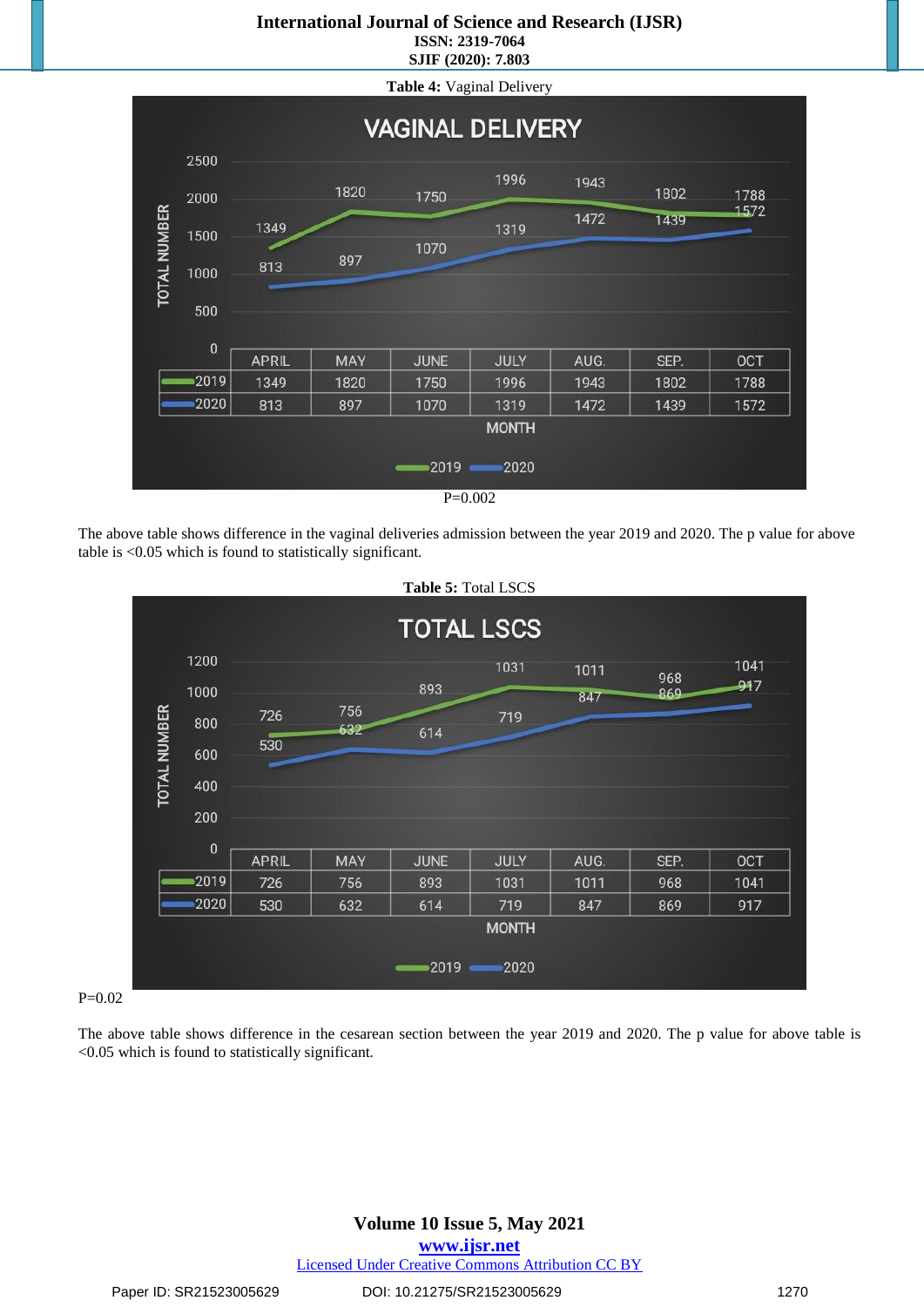**Table 4:** Vaginal Delivery

| | APRIL | MAY | JUNE | JULY | AUG. | SEP. | OCT |
|---|---|---|---|---|---|---|---|
| 2019 | 1349 | 1820 | 1750 | 1996 | 1943 | 1802 | 1788 |
| 2020 | 813 | 897 | 1070 | 1319 | 1472 | 1439 | 1572 |

P=0.002

The above table shows difference in the vaginal deliveries admission between the year 2019 and 2020. The p value for above table is <0.05 which is found to statistically significant.

**Table 5:** Total LSCS

| | APRIL | MAY | JUNE | JULY | AUG. | SEP. | OCT |
|---|---|---|---|---|---|---|---|
| 2019 | 726 | 756 | 893 | 1031 | 1011 | 968 | 1041 |
| 2020 | 530 | 632 | 614 | 719 | 847 | 869 | 917 |

P=0.02

The above table shows difference in the cesarean section between the year 2019 and 2020. The p value for above table is <0.05 which is found to statistically significant.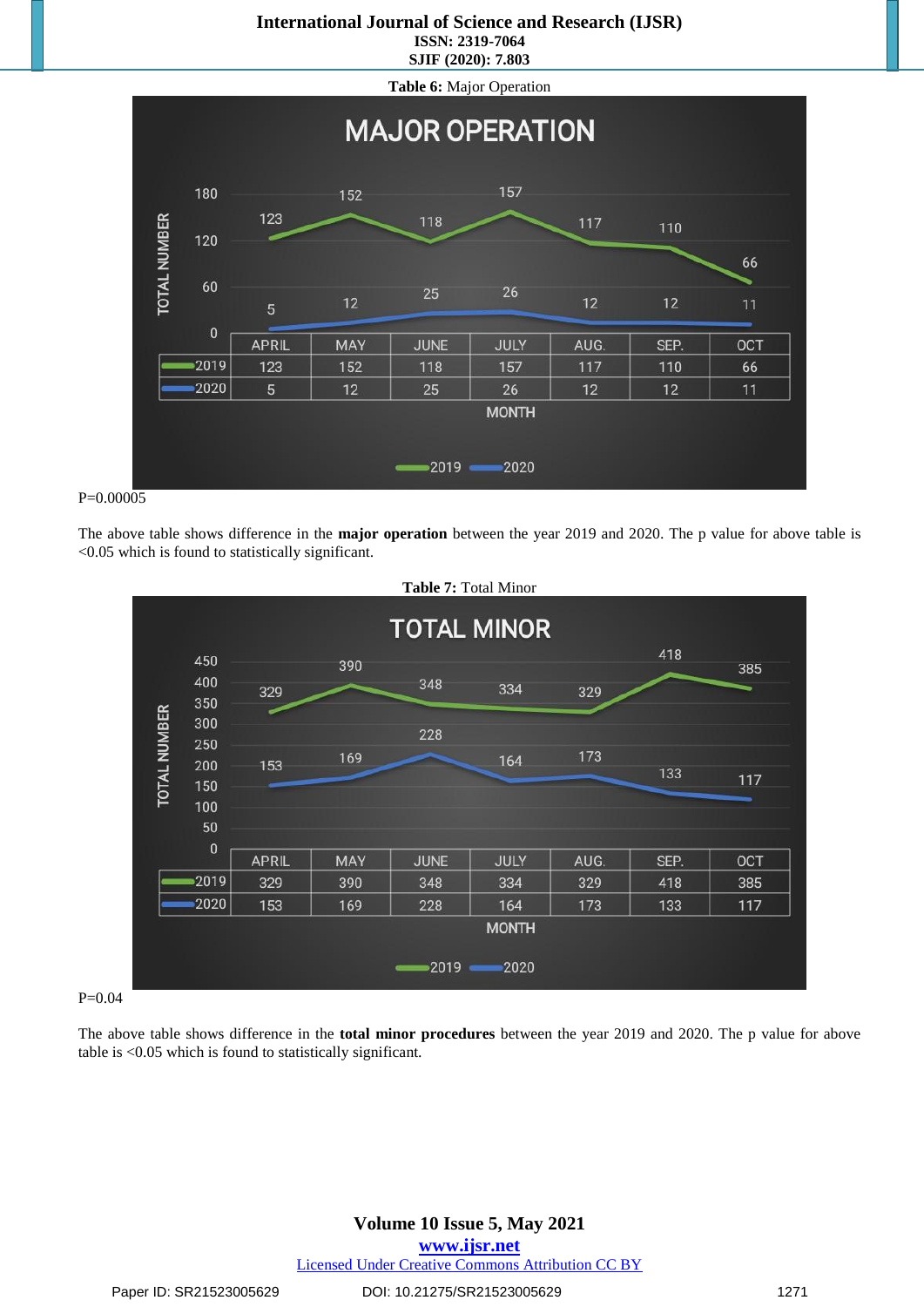**Table 6:** Major Operation

MAJOR OPERATION

| MONTH | APRIL | MAY | JUNE | JULY | AUG. | SEP. | OCT |
|---|---|---|---|---|---|---|---|
| 2019 | 123 | 152 | 118 | 157 | 117 | 110 | 66 |
| 2020 | 5 | 12 | 25 | 26 | 12 | 12 | 11 |

P=0.00005

The above table shows difference in the **major operation** between the year 2019 and 2020. The p value for above table is <0.05 which is found to statistically significant.

**Table 7:** Total Minor

TOTAL MINOR

| MONTH | APRIL | MAY | JUNE | JULY | AUG. | SEP. | OCT |
|---|---|---|---|---|---|---|---|
| 2019 | 329 | 390 | 348 | 334 | 329 | 418 | 385 |
| 2020 | 153 | 169 | 228 | 164 | 173 | 133 | 117 |

P=0.04

The above table shows difference in the **total minor procedures** between the year 2019 and 2020. The p value for above table is <0.05 which is found to statistically significant.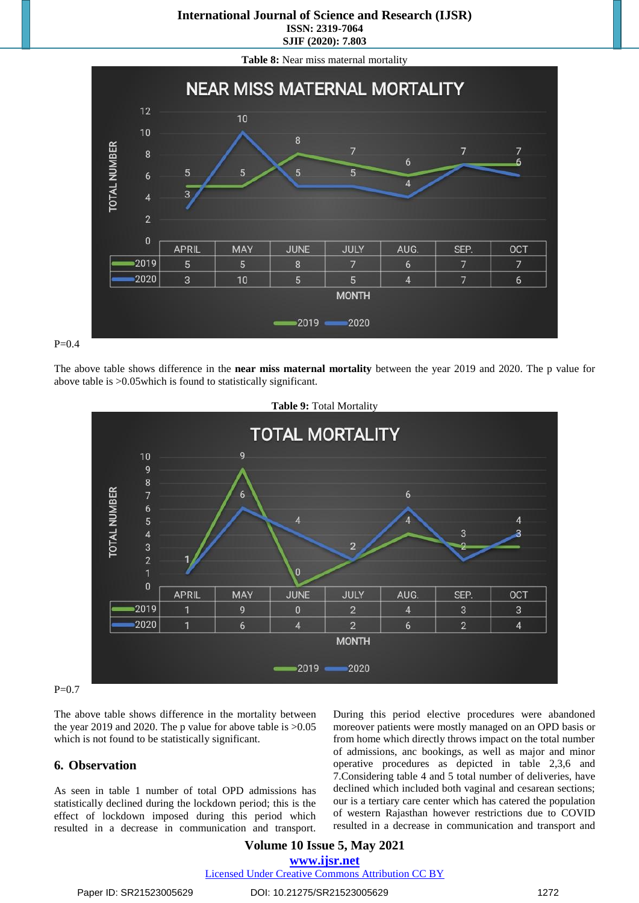**Table 8:** Near miss maternal mortality

| | APRIL | MAY | JUNE | JULY | AUG. | SEP. | OCT |
|---|---|---|---|---|---|---|---|
| 2019 | 5 | 5 | 8 | 7 | 6 | 7 | 7 |
| 2020 | 3 | 10 | 5 | 5 | 4 | 7 | 6 |

P=0.4

The above table shows difference in the **near miss maternal mortality** between the year 2019 and 2020. The p value for above table is >0.05which is found to statistically significant.

**Table 9:** Total Mortality

| | APRIL | MAY | JUNE | JULY | AUG. | SEP. | OCT |
|---|---|---|---|---|---|---|---|
| 2019 | 1 | 9 | 0 | 2 | 4 | 3 | 3 |
| 2020 | 1 | 6 | 4 | 2 | 6 | 2 | 4 |

P=0.7

The above table shows difference in the mortality between the year 2019 and 2020. The p value for above table is >0.05 which is not found to be statistically significant.

## 6. Observation

As seen in table 1 number of total OPD admissions has statistically declined during the lockdown period; this is the effect of lockdown imposed during this period which resulted in a decrease in communication and transport. During this period elective procedures were abandoned moreover patients were mostly managed on an OPD basis or from home which directly throws impact on the total number of admissions, anc bookings, as well as major and minor operative procedures as depicted in table 2,3,6 and 7.Considering table 4 and 5 total number of deliveries, have declined which included both vaginal and cesarean sections; our is a tertiary care center which has catered the population of western Rajasthan however restrictions due to COVID resulted in a decrease in communication and transport and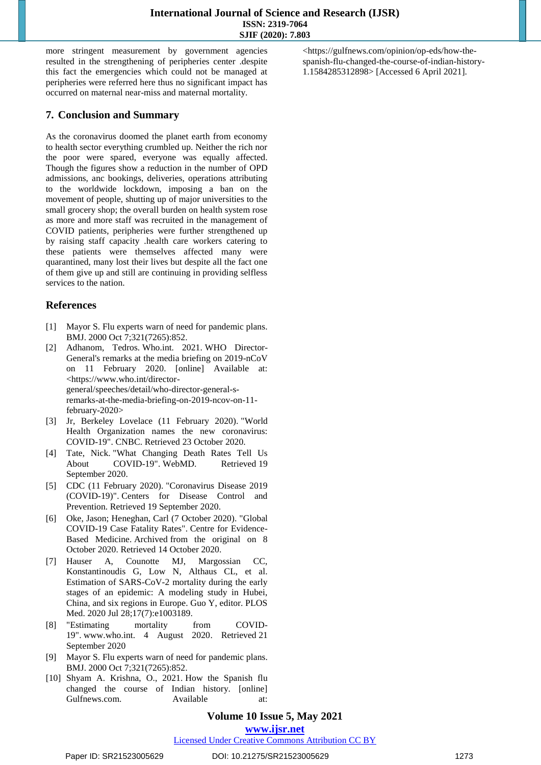more stringent measurement by government agencies resulted in the strengthening of peripheries center .despite this fact the emergencies which could not be managed at peripheries were referred here thus no significant impact has occurred on maternal near-miss and maternal mortality.

## 7. Conclusion and Summary

As the coronavirus doomed the planet earth from economy to health sector everything crumbled up. Neither the rich nor the poor were spared, everyone was equally affected. Though the figures show a reduction in the number of OPD admissions, anc bookings, deliveries, operations attributing to the worldwide lockdown, imposing a ban on the movement of people, shutting up of major universities to the small grocery shop; the overall burden on health system rose as more and more staff was recruited in the management of COVID patients, peripheries were further strengthened up by raising staff capacity .health care workers catering to these patients were themselves affected many were quarantined, many lost their lives but despite all the fact one of them give up and still are continuing in providing selfless services to the nation.

## References

[1] Mayor S. Flu experts warn of need for pandemic plans. BMJ. 2000 Oct 7;321(7265):852.

[2] Adhanom, Tedros. Who.int. 2021. WHO Director-General's remarks at the media briefing on 2019-nCoV on 11 February 2020. [online] Available at: <https://www.who.int/director-general/speeches/detail/who-director-general-s-remarks-at-the-media-briefing-on-2019-ncov-on-11-february-2020>

[3] Jr, Berkeley Lovelace (11 February 2020). "World Health Organization names the new coronavirus: COVID-19". CNBC. Retrieved 23 October 2020.

[4] Tate, Nick. "What Changing Death Rates Tell Us About COVID-19". WebMD. Retrieved 19 September 2020.

[5] CDC (11 February 2020). "Coronavirus Disease 2019 (COVID-19)". Centers for Disease Control and Prevention. Retrieved 19 September 2020.

[6] Oke, Jason; Heneghan, Carl (7 October 2020). "Global COVID-19 Case Fatality Rates". Centre for Evidence-Based Medicine. Archived from the original on 8 October 2020. Retrieved 14 October 2020.

[7] Hauser A, Counotte MJ, Margossian CC, Konstantinoudis G, Low N, Althaus CL, et al. Estimation of SARS-CoV-2 mortality during the early stages of an epidemic: A modeling study in Hubei, China, and six regions in Europe. Guo Y, editor. PLOS Med. 2020 Jul 28;17(7):e1003189.

[8] "Estimating mortality from COVID-19". www.who.int. 4 August 2020. Retrieved 21 September 2020

[9] Mayor S. Flu experts warn of need for pandemic plans. BMJ. 2000 Oct 7;321(7265):852.

[10] Shyam A. Krishna, O., 2021. How the Spanish flu changed the course of Indian history. [online] Gulfnews.com. Available at: <https://gulfnews.com/opinion/op-eds/how-the-spanish-flu-changed-the-course-of-indian-history-1.1584285312898> [Accessed 6 April 2021].